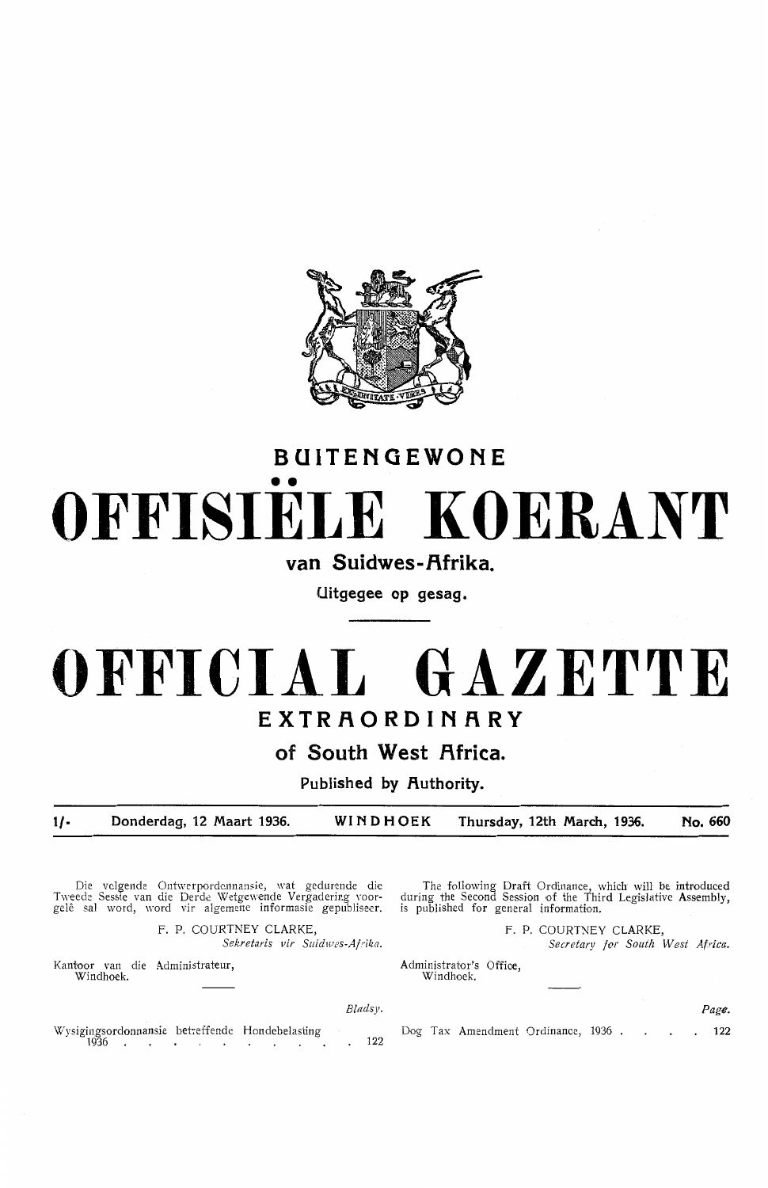# BUITENGEWONE

# OFFISIËLE KOERANT

## van Suidwes-Afrika.

Uitgegee op gesag.

# OFFICIAL GAZETTE

## EXTRAORDINARY

## of South West Africa.

Published by Authority.

1/- Donderdag, 12 Maart 1936. WINDHOEK Thursday, 12th March, 1936. No. 660

Die volgende Ontwerpordonnansie, wat gedurende die Tweede Sessie van die Derde Wetgewende Vergadering voorgelê sal word, word vir algemene informasie gepubliseer.

F. P. COURTNEY CLARKE,
*Sekretaris vir Suidwes-Afrika.*

Kantoor van die Administrateur,
Windhoek.

The following Draft Ordinance, which will be introduced during the Second Session of the Third Legislative Assembly, is published for general information.

F. P. COURTNEY CLARKE,
*Secretary for South West Africa.*

Administrator's Office,
Windhoek.

| | *Bladsy.* |
|---|---|
| Wysigingsordonnansie betreffende Hondebelasting 1936 | 122 |

| | *Page.* |
|---|---|
| Dog Tax Amendment Ordinance, 1936 | 122 |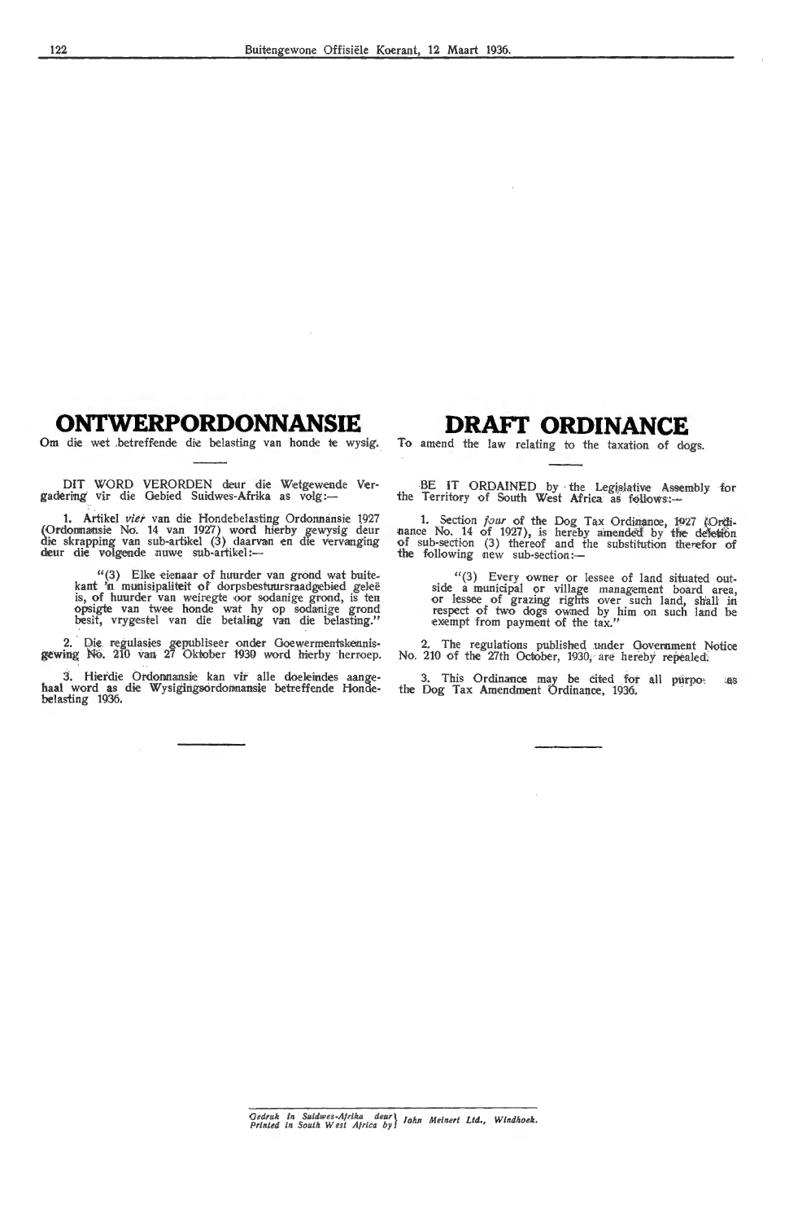# ONTWERPORDONNANSIE

Om die wet betreffende die belasting van honde te wysig.

DIT WORD VERORDEN deur die Wetgewende Vergadering vir die Gebied Suidwes-Afrika as volg:—

1. Artikel *vier* van die Hondebelasting Ordonnansie 1927 (Ordonnansie No. 14 van 1927) word hierby gewysig deur die skrapping van sub-artikel (3) daarvan en die vervanging deur die volgende nuwe sub-artikel:—

> "(3) Elke eienaar of huurder van grond wat buitekant 'n munisipaliteit of dorpsbestuursraadgebied geleë is, of huurder van weiregte oor sodanige grond, is ten opsigte van twee honde wat hy op sodanige grond besit, vrygestel van die betaling van die belasting."

2. Die regulasies gepubliseer onder Goewermentskennisgewing No. 210 van 27 Oktober 1930 word hierby herroep.

3. Hierdie Ordonnansie kan vir alle doeleindes aangehaal word as die Wysigingsordonnansie betreffende Hondebelasting 1936.

# DRAFT ORDINANCE

To amend the law relating to the taxation of dogs.

BE IT ORDAINED by the Legislative Assembly for the Territory of South West Africa as follows:—

1. Section *four* of the Dog Tax Ordinance, 1927 (Ordinance No. 14 of 1927), is hereby amended by the deletion of sub-section (3) thereof and the substitution therefor of the following new sub-section:—

> "(3) Every owner or lessee of land situated outside a municipal or village management board area, or lessee of grazing rights over such land, shall in respect of two dogs owned by him on such land be exempt from payment of the tax."

2. The regulations published under Government Notice No. 210 of the 27th October, 1930, are hereby repealed.

3. This Ordinance may be cited for all purposes as the Dog Tax Amendment Ordinance, 1936.

*Gedruk in Suidwes-Afrika deur / Printed in South West Africa by* *John Meinert Ltd., Windhoek.*